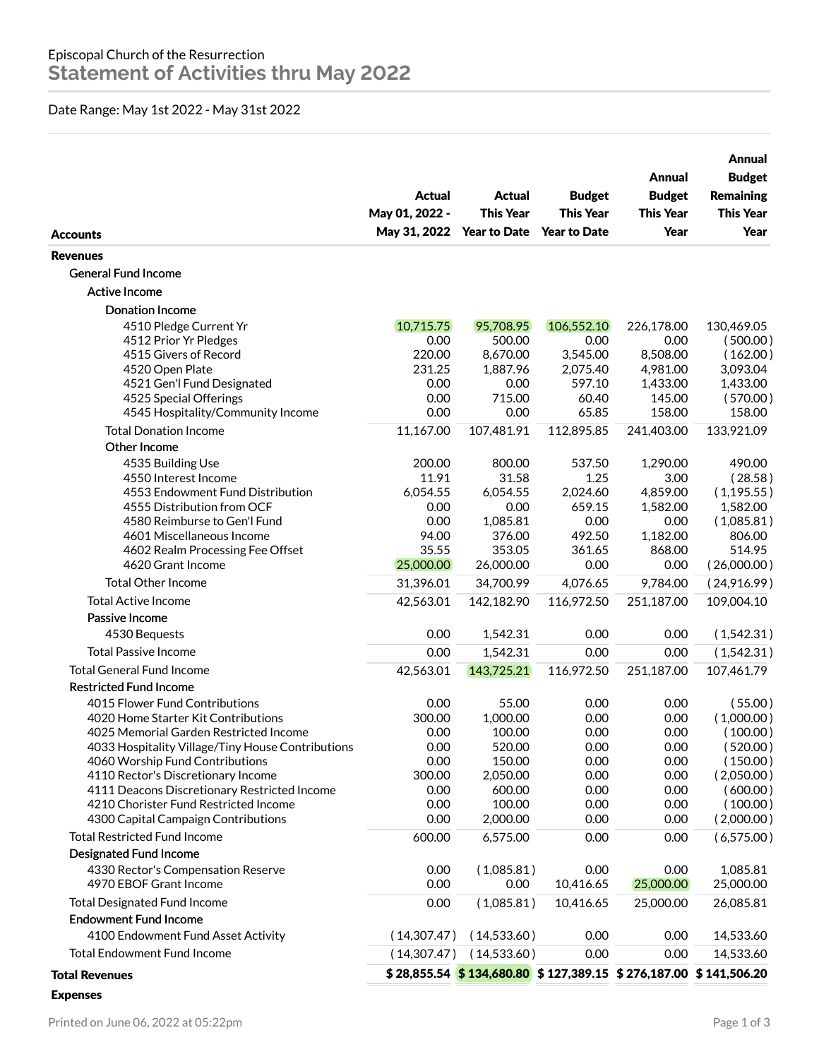Episcopal Church of the Resurrection

# Statement of Activities thru May 2022

Date Range: May 1st 2022 - May 31st 2022

| Accounts | Actual May 01, 2022 - May 31, 2022 | Actual This Year Year to Date | Budget This Year Year to Date | Annual Budget This Year | Annual Budget Remaining This Year |
|---|---|---|---|---|---|
| **Revenues** | | | | | |
| General Fund Income | | | | | |
| Active Income | | | | | |
| Donation Income | | | | | |
| 4510 Pledge Current Yr | 10,715.75 | 95,708.95 | 106,552.10 | 226,178.00 | 130,469.05 |
| 4512 Prior Yr Pledges | 0.00 | 500.00 | 0.00 | 0.00 | (500.00) |
| 4515 Givers of Record | 220.00 | 8,670.00 | 3,545.00 | 8,508.00 | (162.00) |
| 4520 Open Plate | 231.25 | 1,887.96 | 2,075.40 | 4,981.00 | 3,093.04 |
| 4521 Gen'l Fund Designated | 0.00 | 0.00 | 597.10 | 1,433.00 | 1,433.00 |
| 4525 Special Offerings | 0.00 | 715.00 | 60.40 | 145.00 | (570.00) |
| 4545 Hospitality/Community Income | 0.00 | 0.00 | 65.85 | 158.00 | 158.00 |
| Total Donation Income | 11,167.00 | 107,481.91 | 112,895.85 | 241,403.00 | 133,921.09 |
| Other Income | | | | | |
| 4535 Building Use | 200.00 | 800.00 | 537.50 | 1,290.00 | 490.00 |
| 4550 Interest Income | 11.91 | 31.58 | 1.25 | 3.00 | (28.58) |
| 4553 Endowment Fund Distribution | 6,054.55 | 6,054.55 | 2,024.60 | 4,859.00 | (1,195.55) |
| 4555 Distribution from OCF | 0.00 | 0.00 | 659.15 | 1,582.00 | 1,582.00 |
| 4580 Reimburse to Gen'l Fund | 0.00 | 1,085.81 | 0.00 | 0.00 | (1,085.81) |
| 4601 Miscellaneous Income | 94.00 | 376.00 | 492.50 | 1,182.00 | 806.00 |
| 4602 Realm Processing Fee Offset | 35.55 | 353.05 | 361.65 | 868.00 | 514.95 |
| 4620 Grant Income | 25,000.00 | 26,000.00 | 0.00 | 0.00 | (26,000.00) |
| Total Other Income | 31,396.01 | 34,700.99 | 4,076.65 | 9,784.00 | (24,916.99) |
| Total Active Income | 42,563.01 | 142,182.90 | 116,972.50 | 251,187.00 | 109,004.10 |
| Passive Income | | | | | |
| 4530 Bequests | 0.00 | 1,542.31 | 0.00 | 0.00 | (1,542.31) |
| Total Passive Income | 0.00 | 1,542.31 | 0.00 | 0.00 | (1,542.31) |
| Total General Fund Income | 42,563.01 | 143,725.21 | 116,972.50 | 251,187.00 | 107,461.79 |
| Restricted Fund Income | | | | | |
| 4015 Flower Fund Contributions | 0.00 | 55.00 | 0.00 | 0.00 | (55.00) |
| 4020 Home Starter Kit Contributions | 300.00 | 1,000.00 | 0.00 | 0.00 | (1,000.00) |
| 4025 Memorial Garden Restricted Income | 0.00 | 100.00 | 0.00 | 0.00 | (100.00) |
| 4033 Hospitality Village/Tiny House Contributions | 0.00 | 520.00 | 0.00 | 0.00 | (520.00) |
| 4060 Worship Fund Contributions | 0.00 | 150.00 | 0.00 | 0.00 | (150.00) |
| 4110 Rector's Discretionary Income | 300.00 | 2,050.00 | 0.00 | 0.00 | (2,050.00) |
| 4111 Deacons Discretionary Restricted Income | 0.00 | 600.00 | 0.00 | 0.00 | (600.00) |
| 4210 Chorister Fund Restricted Income | 0.00 | 100.00 | 0.00 | 0.00 | (100.00) |
| 4300 Capital Campaign Contributions | 0.00 | 2,000.00 | 0.00 | 0.00 | (2,000.00) |
| Total Restricted Fund Income | 600.00 | 6,575.00 | 0.00 | 0.00 | (6,575.00) |
| Designated Fund Income | | | | | |
| 4330 Rector's Compensation Reserve | 0.00 | (1,085.81) | 0.00 | 0.00 | 1,085.81 |
| 4970 EBOF Grant Income | 0.00 | 0.00 | 10,416.65 | 25,000.00 | 25,000.00 |
| Total Designated Fund Income | 0.00 | (1,085.81) | 10,416.65 | 25,000.00 | 26,085.81 |
| Endowment Fund Income | | | | | |
| 4100 Endowment Fund Asset Activity | (14,307.47) | (14,533.60) | 0.00 | 0.00 | 14,533.60 |
| Total Endowment Fund Income | (14,307.47) | (14,533.60) | 0.00 | 0.00 | 14,533.60 |
| **Total Revenues** | **$ 28,855.54** | **$ 134,680.80** | **$ 127,389.15** | **$ 276,187.00** | **$ 141,506.20** |
| **Expenses** | | | | | |

Printed on June 06, 2022 at 05:22pm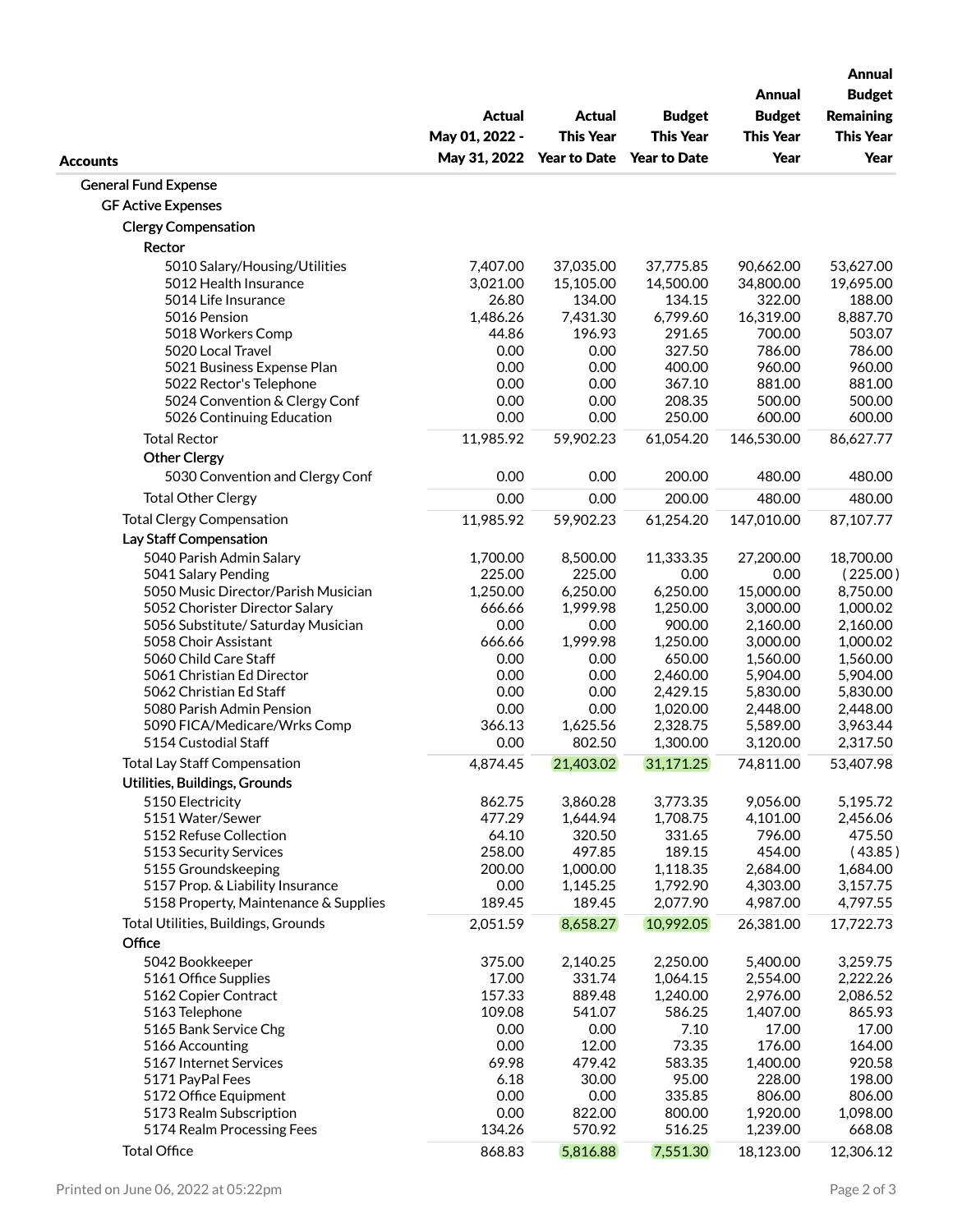| Accounts | Actual May 01, 2022 - May 31, 2022 | Actual This Year Year to Date | Budget This Year Year to Date | Annual Budget This Year | Annual Budget Remaining This Year |
|---|---|---|---|---|---|
| General Fund Expense | | | | | |
| GF Active Expenses | | | | | |
| Clergy Compensation | | | | | |
| Rector | | | | | |
| 5010 Salary/Housing/Utilities | 7,407.00 | 37,035.00 | 37,775.85 | 90,662.00 | 53,627.00 |
| 5012 Health Insurance | 3,021.00 | 15,105.00 | 14,500.00 | 34,800.00 | 19,695.00 |
| 5014 Life Insurance | 26.80 | 134.00 | 134.15 | 322.00 | 188.00 |
| 5016 Pension | 1,486.26 | 7,431.30 | 6,799.60 | 16,319.00 | 8,887.70 |
| 5018 Workers Comp | 44.86 | 196.93 | 291.65 | 700.00 | 503.07 |
| 5020 Local Travel | 0.00 | 0.00 | 327.50 | 786.00 | 786.00 |
| 5021 Business Expense Plan | 0.00 | 0.00 | 400.00 | 960.00 | 960.00 |
| 5022 Rector's Telephone | 0.00 | 0.00 | 367.10 | 881.00 | 881.00 |
| 5024 Convention & Clergy Conf | 0.00 | 0.00 | 208.35 | 500.00 | 500.00 |
| 5026 Continuing Education | 0.00 | 0.00 | 250.00 | 600.00 | 600.00 |
| Total Rector | 11,985.92 | 59,902.23 | 61,054.20 | 146,530.00 | 86,627.77 |
| Other Clergy | | | | | |
| 5030 Convention and Clergy Conf | 0.00 | 0.00 | 200.00 | 480.00 | 480.00 |
| Total Other Clergy | 0.00 | 0.00 | 200.00 | 480.00 | 480.00 |
| Total Clergy Compensation | 11,985.92 | 59,902.23 | 61,254.20 | 147,010.00 | 87,107.77 |
| Lay Staff Compensation | | | | | |
| 5040 Parish Admin Salary | 1,700.00 | 8,500.00 | 11,333.35 | 27,200.00 | 18,700.00 |
| 5041 Salary Pending | 225.00 | 225.00 | 0.00 | 0.00 | (225.00) |
| 5050 Music Director/Parish Musician | 1,250.00 | 6,250.00 | 6,250.00 | 15,000.00 | 8,750.00 |
| 5052 Chorister Director Salary | 666.66 | 1,999.98 | 1,250.00 | 3,000.00 | 1,000.02 |
| 5056 Substitute/ Saturday Musician | 0.00 | 0.00 | 900.00 | 2,160.00 | 2,160.00 |
| 5058 Choir Assistant | 666.66 | 1,999.98 | 1,250.00 | 3,000.00 | 1,000.02 |
| 5060 Child Care Staff | 0.00 | 0.00 | 650.00 | 1,560.00 | 1,560.00 |
| 5061 Christian Ed Director | 0.00 | 0.00 | 2,460.00 | 5,904.00 | 5,904.00 |
| 5062 Christian Ed Staff | 0.00 | 0.00 | 2,429.15 | 5,830.00 | 5,830.00 |
| 5080 Parish Admin Pension | 0.00 | 0.00 | 1,020.00 | 2,448.00 | 2,448.00 |
| 5090 FICA/Medicare/Wrks Comp | 366.13 | 1,625.56 | 2,328.75 | 5,589.00 | 3,963.44 |
| 5154 Custodial Staff | 0.00 | 802.50 | 1,300.00 | 3,120.00 | 2,317.50 |
| Total Lay Staff Compensation | 4,874.45 | 21,403.02 | 31,171.25 | 74,811.00 | 53,407.98 |
| Utilities, Buildings, Grounds | | | | | |
| 5150 Electricity | 862.75 | 3,860.28 | 3,773.35 | 9,056.00 | 5,195.72 |
| 5151 Water/Sewer | 477.29 | 1,644.94 | 1,708.75 | 4,101.00 | 2,456.06 |
| 5152 Refuse Collection | 64.10 | 320.50 | 331.65 | 796.00 | 475.50 |
| 5153 Security Services | 258.00 | 497.85 | 189.15 | 454.00 | (43.85) |
| 5155 Groundskeeping | 200.00 | 1,000.00 | 1,118.35 | 2,684.00 | 1,684.00 |
| 5157 Prop. & Liability Insurance | 0.00 | 1,145.25 | 1,792.90 | 4,303.00 | 3,157.75 |
| 5158 Property, Maintenance & Supplies | 189.45 | 189.45 | 2,077.90 | 4,987.00 | 4,797.55 |
| Total Utilities, Buildings, Grounds | 2,051.59 | 8,658.27 | 10,992.05 | 26,381.00 | 17,722.73 |
| Office | | | | | |
| 5042 Bookkeeper | 375.00 | 2,140.25 | 2,250.00 | 5,400.00 | 3,259.75 |
| 5161 Office Supplies | 17.00 | 331.74 | 1,064.15 | 2,554.00 | 2,222.26 |
| 5162 Copier Contract | 157.33 | 889.48 | 1,240.00 | 2,976.00 | 2,086.52 |
| 5163 Telephone | 109.08 | 541.07 | 586.25 | 1,407.00 | 865.93 |
| 5165 Bank Service Chg | 0.00 | 0.00 | 7.10 | 17.00 | 17.00 |
| 5166 Accounting | 0.00 | 12.00 | 73.35 | 176.00 | 164.00 |
| 5167 Internet Services | 69.98 | 479.42 | 583.35 | 1,400.00 | 920.58 |
| 5171 PayPal Fees | 6.18 | 30.00 | 95.00 | 228.00 | 198.00 |
| 5172 Office Equipment | 0.00 | 0.00 | 335.85 | 806.00 | 806.00 |
| 5173 Realm Subscription | 0.00 | 822.00 | 800.00 | 1,920.00 | 1,098.00 |
| 5174 Realm Processing Fees | 134.26 | 570.92 | 516.25 | 1,239.00 | 668.08 |
| Total Office | 868.83 | 5,816.88 | 7,551.30 | 18,123.00 | 12,306.12 |

Printed on June 06, 2022 at 05:22pm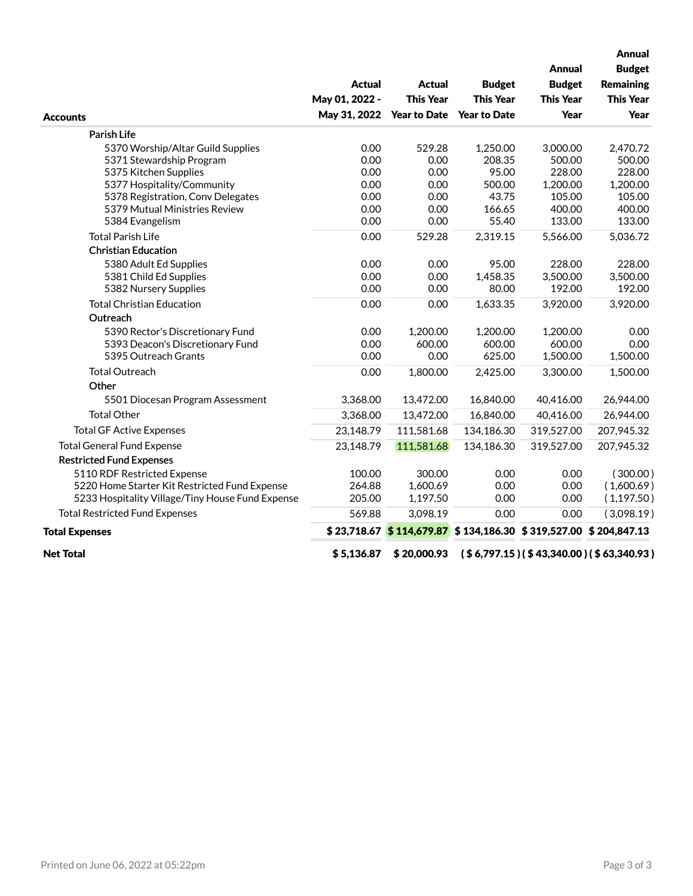| Accounts | Actual May 01, 2022 - May 31, 2022 | Actual This Year Year to Date | Budget This Year Year to Date | Annual Budget This Year Year | Annual Budget Remaining This Year Year |
|---|---|---|---|---|---|
| **Parish Life** | | | | | |
| 5370 Worship/Altar Guild Supplies | 0.00 | 529.28 | 1,250.00 | 3,000.00 | 2,470.72 |
| 5371 Stewardship Program | 0.00 | 0.00 | 208.35 | 500.00 | 500.00 |
| 5375 Kitchen Supplies | 0.00 | 0.00 | 95.00 | 228.00 | 228.00 |
| 5377 Hospitality/Community | 0.00 | 0.00 | 500.00 | 1,200.00 | 1,200.00 |
| 5378 Registration, Conv Delegates | 0.00 | 0.00 | 43.75 | 105.00 | 105.00 |
| 5379 Mutual Ministries Review | 0.00 | 0.00 | 166.65 | 400.00 | 400.00 |
| 5384 Evangelism | 0.00 | 0.00 | 55.40 | 133.00 | 133.00 |
| Total Parish Life | 0.00 | 529.28 | 2,319.15 | 5,566.00 | 5,036.72 |
| **Christian Education** | | | | | |
| 5380 Adult Ed Supplies | 0.00 | 0.00 | 95.00 | 228.00 | 228.00 |
| 5381 Child Ed Supplies | 0.00 | 0.00 | 1,458.35 | 3,500.00 | 3,500.00 |
| 5382 Nursery Supplies | 0.00 | 0.00 | 80.00 | 192.00 | 192.00 |
| Total Christian Education | 0.00 | 0.00 | 1,633.35 | 3,920.00 | 3,920.00 |
| **Outreach** | | | | | |
| 5390 Rector's Discretionary Fund | 0.00 | 1,200.00 | 1,200.00 | 1,200.00 | 0.00 |
| 5393 Deacon's Discretionary Fund | 0.00 | 600.00 | 600.00 | 600.00 | 0.00 |
| 5395 Outreach Grants | 0.00 | 0.00 | 625.00 | 1,500.00 | 1,500.00 |
| Total Outreach | 0.00 | 1,800.00 | 2,425.00 | 3,300.00 | 1,500.00 |
| **Other** | | | | | |
| 5501 Diocesan Program Assessment | 3,368.00 | 13,472.00 | 16,840.00 | 40,416.00 | 26,944.00 |
| Total Other | 3,368.00 | 13,472.00 | 16,840.00 | 40,416.00 | 26,944.00 |
| Total GF Active Expenses | 23,148.79 | 111,581.68 | 134,186.30 | 319,527.00 | 207,945.32 |
| Total General Fund Expense | 23,148.79 | 111,581.68 | 134,186.30 | 319,527.00 | 207,945.32 |
| **Restricted Fund Expenses** | | | | | |
| 5110 RDF Restricted Expense | 100.00 | 300.00 | 0.00 | 0.00 | ( 300.00 ) |
| 5220 Home Starter Kit Restricted Fund Expense | 264.88 | 1,600.69 | 0.00 | 0.00 | ( 1,600.69 ) |
| 5233 Hospitality Village/Tiny House Fund Expense | 205.00 | 1,197.50 | 0.00 | 0.00 | ( 1,197.50 ) |
| Total Restricted Fund Expenses | 569.88 | 3,098.19 | 0.00 | 0.00 | ( 3,098.19 ) |
| **Total Expenses** | **$ 23,718.67** | **$ 114,679.87** | **$ 134,186.30** | **$ 319,527.00** | **$ 204,847.13** |
| **Net Total** | **$ 5,136.87** | **$ 20,000.93** | **( $ 6,797.15 )** | **( $ 43,340.00 )** | **( $ 63,340.93 )** |

Printed on June 06, 2022 at 05:22pm